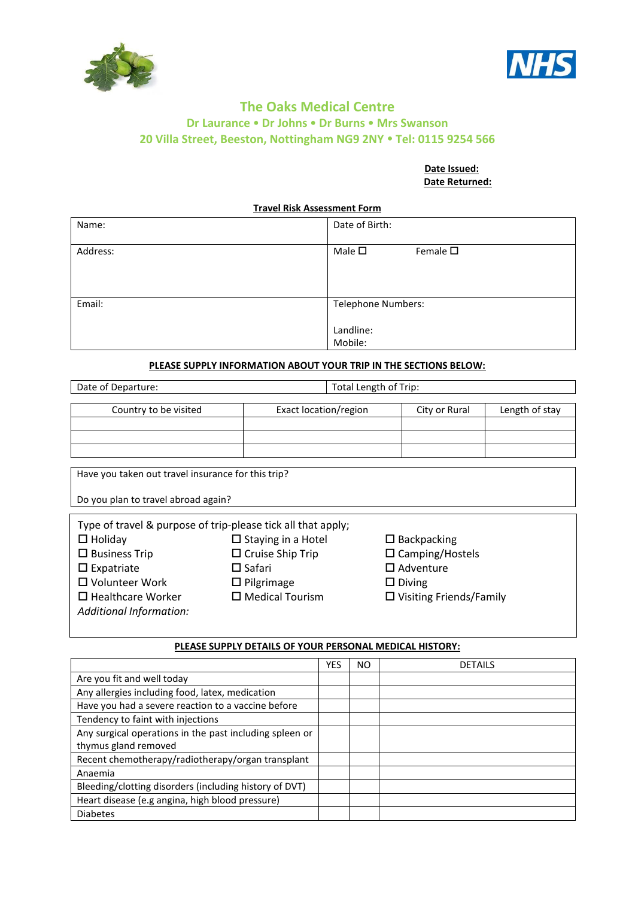# The Oaks Medical Centre

## Dr Laurance • Dr Johns • Dr Burns • Mrs Swanson

## 20 Villa Street, Beeston, Nottingham NG9 2NY • Tel: 0115 9254 566

**Date Issued:**
**Date Returned:**

**Travel Risk Assessment Form**

| Name: | Date of Birth: |
|---|---|
| Address: | Male ☐ Female ☐ |
| Email: | Telephone Numbers:<br><br>Landline:<br>Mobile: |

**PLEASE SUPPLY INFORMATION ABOUT YOUR TRIP IN THE SECTIONS BELOW:**

| Date of Departure: | Total Length of Trip: |
|---|---|

| Country to be visited | Exact location/region | City or Rural | Length of stay |
|---|---|---|---|
| | | | |
| | | | |
| | | | |

Have you taken out travel insurance for this trip?

Do you plan to travel abroad again?

Type of travel & purpose of trip-please tick all that apply;

- ☐ Holiday
- ☐ Business Trip
- ☐ Expatriate
- ☐ Volunteer Work
- ☐ Healthcare Worker
- ☐ Staying in a Hotel
- ☐ Cruise Ship Trip
- ☐ Safari
- ☐ Pilgrimage
- ☐ Medical Tourism
- ☐ Backpacking
- ☐ Camping/Hostels
- ☐ Adventure
- ☐ Diving
- ☐ Visiting Friends/Family

*Additional Information:*

**PLEASE SUPPLY DETAILS OF YOUR PERSONAL MEDICAL HISTORY:**

| | YES | NO | DETAILS |
|---|---|---|---|
| Are you fit and well today | | | |
| Any allergies including food, latex, medication | | | |
| Have you had a severe reaction to a vaccine before | | | |
| Tendency to faint with injections | | | |
| Any surgical operations in the past including spleen or thymus gland removed | | | |
| Recent chemotherapy/radiotherapy/organ transplant | | | |
| Anaemia | | | |
| Bleeding/clotting disorders (including history of DVT) | | | |
| Heart disease (e.g angina, high blood pressure) | | | |
| Diabetes | | | |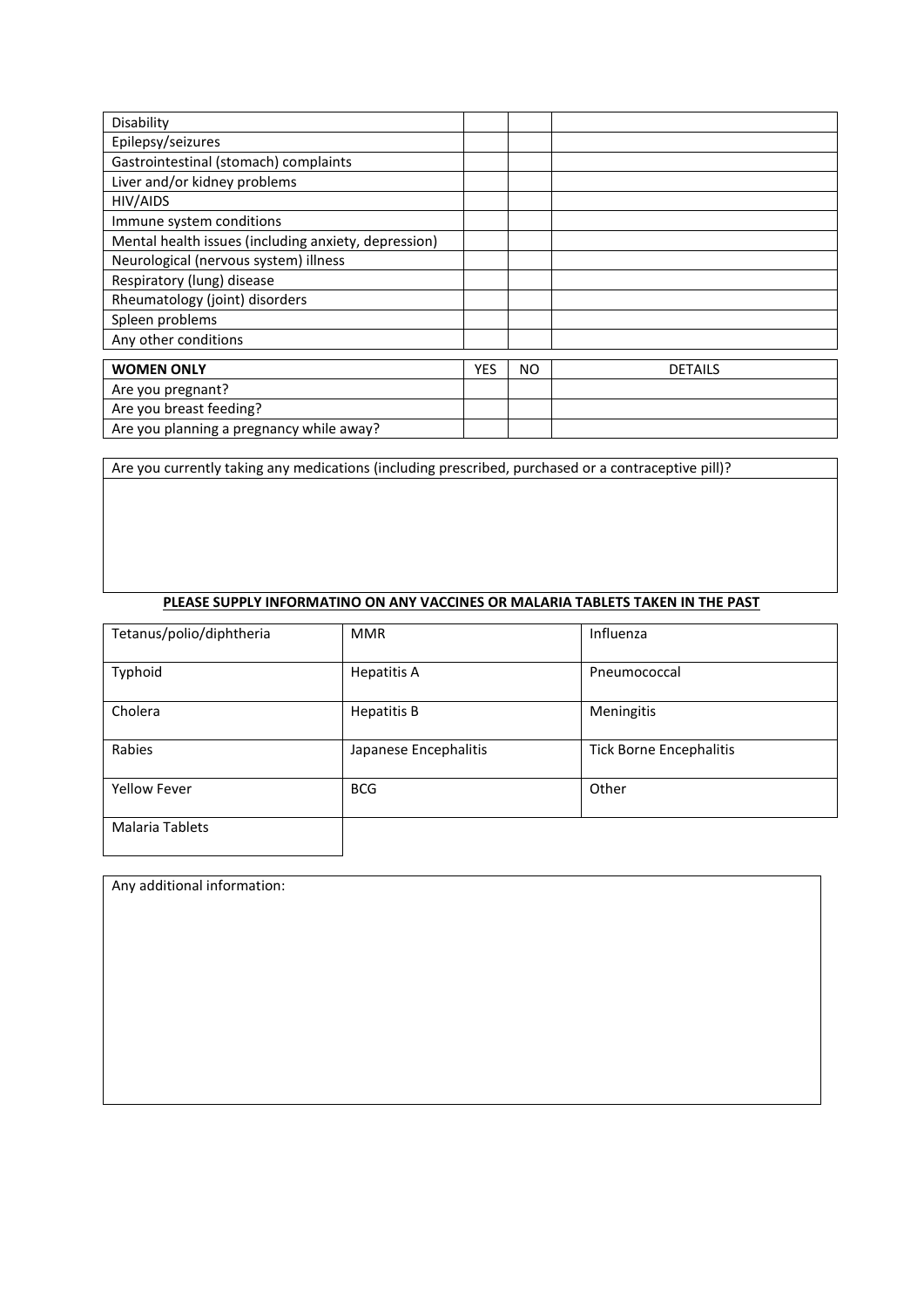| | | | |
|---|---|---|---|
| Disability | | | |
| Epilepsy/seizures | | | |
| Gastrointestinal (stomach) complaints | | | |
| Liver and/or kidney problems | | | |
| HIV/AIDS | | | |
| Immune system conditions | | | |
| Mental health issues (including anxiety, depression) | | | |
| Neurological (nervous system) illness | | | |
| Respiratory (lung) disease | | | |
| Rheumatology (joint) disorders | | | |
| Spleen problems | | | |
| Any other conditions | | | |

| **WOMEN ONLY** | YES | NO | DETAILS |
|---|---|---|---|
| Are you pregnant? | | | |
| Are you breast feeding? | | | |
| Are you planning a pregnancy while away? | | | |

| Are you currently taking any medications (including prescribed, purchased or a contraceptive pill)? |
|---|
| |

**PLEASE SUPPLY INFORMATINO ON ANY VACCINES OR MALARIA TABLETS TAKEN IN THE PAST**

| | | |
|---|---|---|
| Tetanus/polio/diphtheria | MMR | Influenza |
| Typhoid | Hepatitis A | Pneumococcal |
| Cholera | Hepatitis B | Meningitis |
| Rabies | Japanese Encephalitis | Tick Borne Encephalitis |
| Yellow Fever | BCG | Other |
| Malaria Tablets | | |

| Any additional information: |
|---|
| |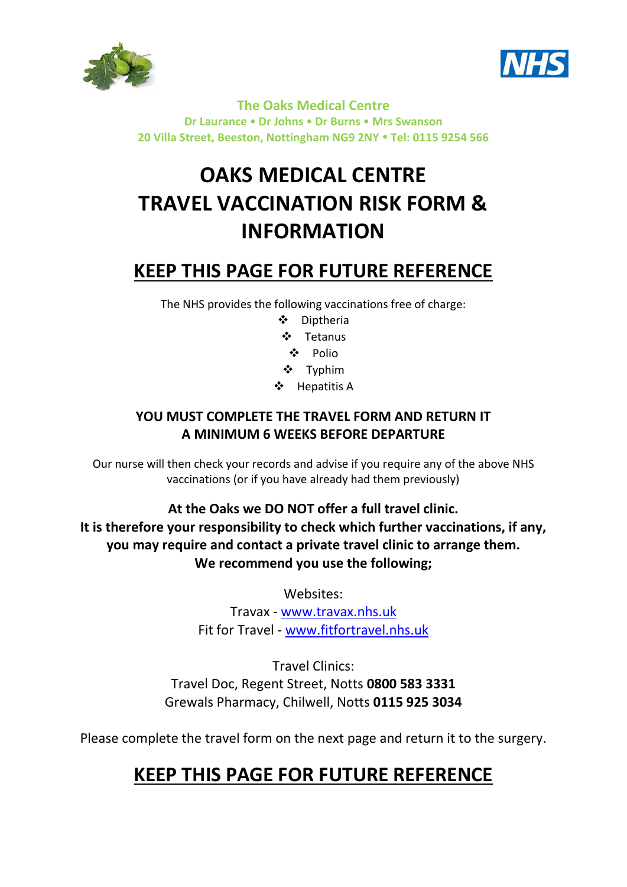**The Oaks Medical Centre**

**Dr Laurance • Dr Johns • Dr Burns • Mrs Swanson**

**20 Villa Street, Beeston, Nottingham NG9 2NY • Tel: 0115 9254 566**

# OAKS MEDICAL CENTRE TRAVEL VACCINATION RISK FORM & INFORMATION

## KEEP THIS PAGE FOR FUTURE REFERENCE

The NHS provides the following vaccinations free of charge:

- Diptheria
- Tetanus
- Polio
- Typhim
- Hepatitis A

**YOU MUST COMPLETE THE TRAVEL FORM AND RETURN IT A MINIMUM 6 WEEKS BEFORE DEPARTURE**

Our nurse will then check your records and advise if you require any of the above NHS vaccinations (or if you have already had them previously)

**At the Oaks we DO NOT offer a full travel clinic.**
**It is therefore your responsibility to check which further vaccinations, if any, you may require and contact a private travel clinic to arrange them.**
**We recommend you use the following;**

Websites:
Travax - www.travax.nhs.uk
Fit for Travel - www.fitfortravel.nhs.uk

Travel Clinics:
Travel Doc, Regent Street, Notts **0800 583 3331**
Grewals Pharmacy, Chilwell, Notts **0115 925 3034**

Please complete the travel form on the next page and return it to the surgery.

## KEEP THIS PAGE FOR FUTURE REFERENCE